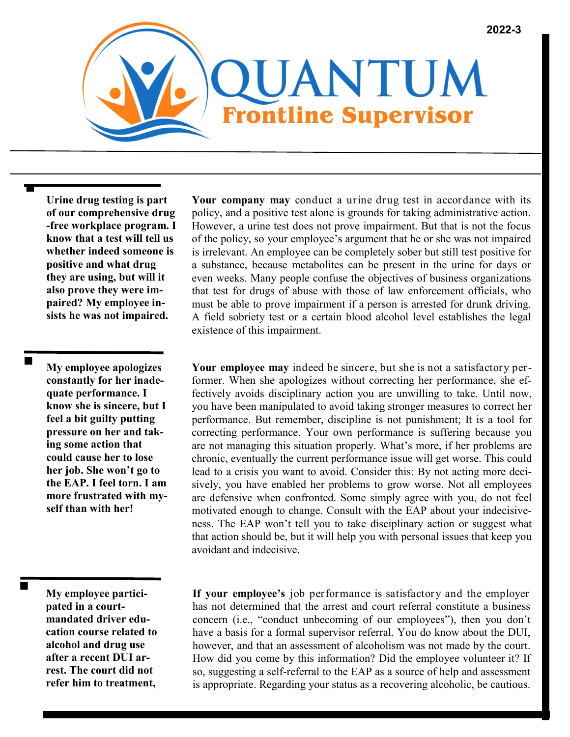# QUANTUM Frontline Supervisor

2022-3

**Urine drug testing is part of our comprehensive drug-free workplace program. I know that a test will tell us whether indeed someone is positive and what drug they are using, but will it also prove they were impaired? My employee insists he was not impaired.**

**Your company may** conduct a urine drug test in accordance with its policy, and a positive test alone is grounds for taking administrative action. However, a urine test does not prove impairment. But that is not the focus of the policy, so your employee's argument that he or she was not impaired is irrelevant. An employee can be completely sober but still test positive for a substance, because metabolites can be present in the urine for days or even weeks. Many people confuse the objectives of business organizations that test for drugs of abuse with those of law enforcement officials, who must be able to prove impairment if a person is arrested for drunk driving. A field sobriety test or a certain blood alcohol level establishes the legal existence of this impairment.

**My employee apologizes constantly for her inadequate performance. I know she is sincere, but I feel a bit guilty putting pressure on her and taking some action that could cause her to lose her job. She won't go to the EAP. I feel torn. I am more frustrated with myself than with her!**

**Your employee may** indeed be sincere, but she is not a satisfactory performer. When she apologizes without correcting her performance, she effectively avoids disciplinary action you are unwilling to take. Until now, you have been manipulated to avoid taking stronger measures to correct her performance. But remember, discipline is not punishment; It is a tool for correcting performance. Your own performance is suffering because you are not managing this situation properly. What's more, if her problems are chronic, eventually the current performance issue will get worse. This could lead to a crisis you want to avoid. Consider this: By not acting more decisively, you have enabled her problems to grow worse. Not all employees are defensive when confronted. Some simply agree with you, do not feel motivated enough to change. Consult with the EAP about your indecisiveness. The EAP won't tell you to take disciplinary action or suggest what that action should be, but it will help you with personal issues that keep you avoidant and indecisive.

**My employee participated in a court-mandated driver education course related to alcohol and drug use after a recent DUI arrest. The court did not refer him to treatment,**

**If your employee's** job performance is satisfactory and the employer has not determined that the arrest and court referral constitute a business concern (i.e., "conduct unbecoming of our employees"), then you don't have a basis for a formal supervisor referral. You do know about the DUI, however, and that an assessment of alcoholism was not made by the court. How did you come by this information? Did the employee volunteer it? If so, suggesting a self-referral to the EAP as a source of help and assessment is appropriate. Regarding your status as a recovering alcoholic, be cautious.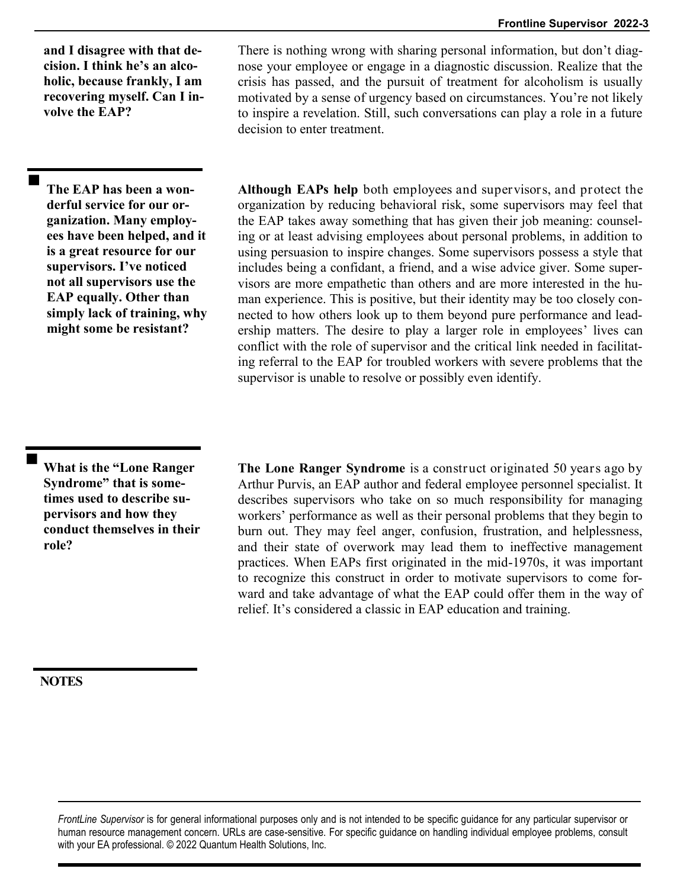**and I disagree with that decision. I think he's an alcoholic, because frankly, I am recovering myself. Can I involve the EAP?**

There is nothing wrong with sharing personal information, but don't diagnose your employee or engage in a diagnostic discussion. Realize that the crisis has passed, and the pursuit of treatment for alcoholism is usually motivated by a sense of urgency based on circumstances. You're not likely to inspire a revelation. Still, such conversations can play a role in a future decision to enter treatment.

**The EAP has been a wonderful service for our organization. Many employees have been helped, and it is a great resource for our supervisors. I've noticed not all supervisors use the EAP equally. Other than simply lack of training, why might some be resistant?**

**Although EAPs help** both employees and supervisors, and protect the organization by reducing behavioral risk, some supervisors may feel that the EAP takes away something that has given their job meaning: counseling or at least advising employees about personal problems, in addition to using persuasion to inspire changes. Some supervisors possess a style that includes being a confidant, a friend, and a wise advice giver. Some supervisors are more empathetic than others and are more interested in the human experience. This is positive, but their identity may be too closely connected to how others look up to them beyond pure performance and leadership matters. The desire to play a larger role in employees' lives can conflict with the role of supervisor and the critical link needed in facilitating referral to the EAP for troubled workers with severe problems that the supervisor is unable to resolve or possibly even identify.

**What is the "Lone Ranger Syndrome" that is sometimes used to describe supervisors and how they conduct themselves in their role?**

**The Lone Ranger Syndrome** is a construct originated 50 years ago by Arthur Purvis, an EAP author and federal employee personnel specialist. It describes supervisors who take on so much responsibility for managing workers' performance as well as their personal problems that they begin to burn out. They may feel anger, confusion, frustration, and helplessness, and their state of overwork may lead them to ineffective management practices. When EAPs first originated in the mid-1970s, it was important to recognize this construct in order to motivate supervisors to come forward and take advantage of what the EAP could offer them in the way of relief. It's considered a classic in EAP education and training.

**NOTES**

*FrontLine Supervisor* is for general informational purposes only and is not intended to be specific guidance for any particular supervisor or human resource management concern. URLs are case-sensitive. For specific guidance on handling individual employee problems, consult with your EA professional. © 2022 Quantum Health Solutions, Inc.